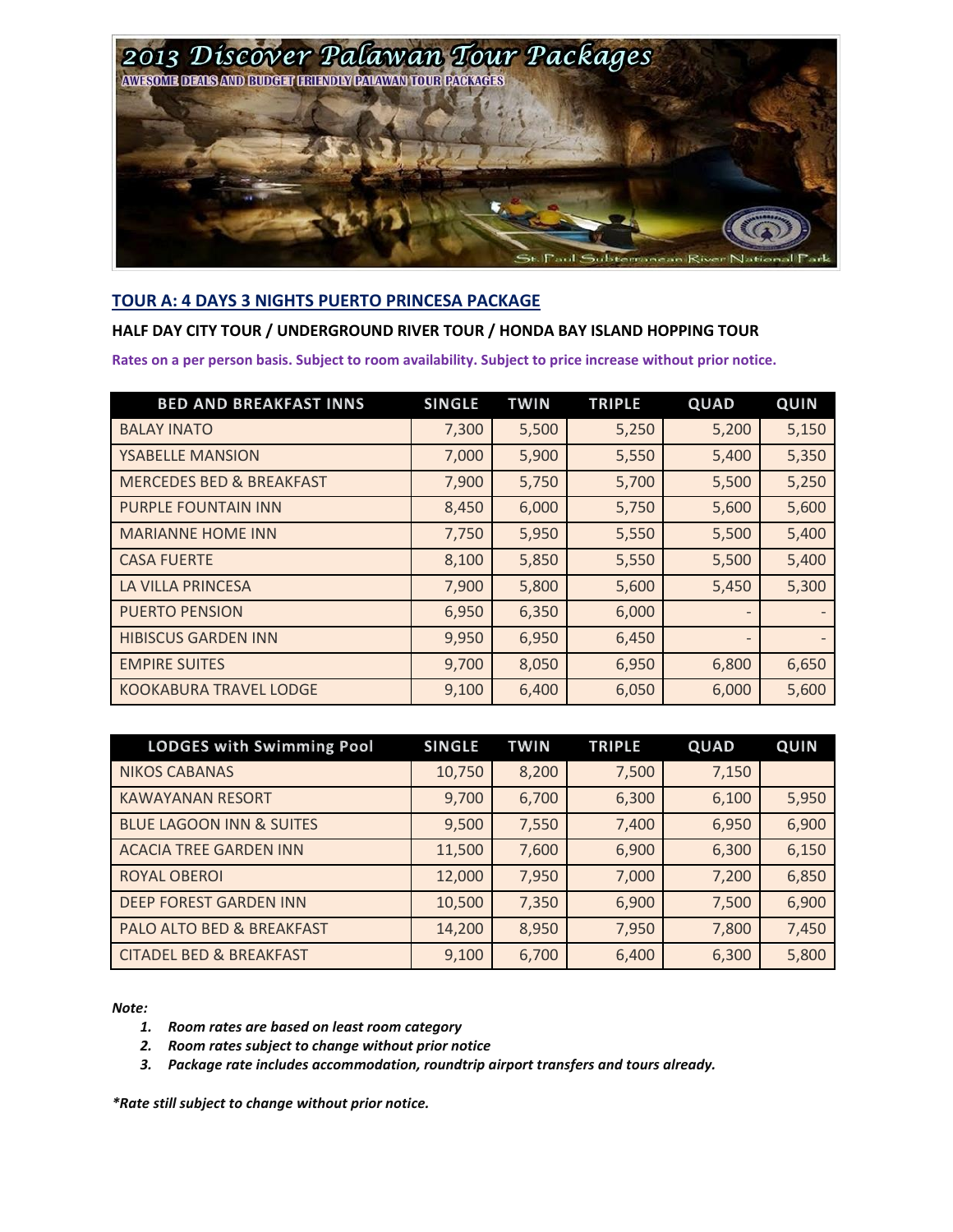# 2013 Discover Palawan Tour Packages

AWESOME DEALS AND BUDGET FRIENDLY PALAWAN TOUR PACKAGES

St. Paul Subterranean River National Park

## TOUR A: 4 DAYS 3 NIGHTS PUERTO PRINCESA PACKAGE

**HALF DAY CITY TOUR / UNDERGROUND RIVER TOUR / HONDA BAY ISLAND HOPPING TOUR**

**Rates on a per person basis. Subject to room availability. Subject to price increase without prior notice.**

| BED AND BREAKFAST INNS | SINGLE | TWIN | TRIPLE | QUAD | QUIN |
|---|---|---|---|---|---|
| BALAY INATO | 7,300 | 5,500 | 5,250 | 5,200 | 5,150 |
| YSABELLE MANSION | 7,000 | 5,900 | 5,550 | 5,400 | 5,350 |
| MERCEDES BED & BREAKFAST | 7,900 | 5,750 | 5,700 | 5,500 | 5,250 |
| PURPLE FOUNTAIN INN | 8,450 | 6,000 | 5,750 | 5,600 | 5,600 |
| MARIANNE HOME INN | 7,750 | 5,950 | 5,550 | 5,500 | 5,400 |
| CASA FUERTE | 8,100 | 5,850 | 5,550 | 5,500 | 5,400 |
| LA VILLA PRINCESA | 7,900 | 5,800 | 5,600 | 5,450 | 5,300 |
| PUERTO PENSION | 6,950 | 6,350 | 6,000 | - | - |
| HIBISCUS GARDEN INN | 9,950 | 6,950 | 6,450 | - | - |
| EMPIRE SUITES | 9,700 | 8,050 | 6,950 | 6,800 | 6,650 |
| KOOKABURA TRAVEL LODGE | 9,100 | 6,400 | 6,050 | 6,000 | 5,600 |

| LODGES with Swimming Pool | SINGLE | TWIN | TRIPLE | QUAD | QUIN |
|---|---|---|---|---|---|
| NIKOS CABANAS | 10,750 | 8,200 | 7,500 | 7,150 | |
| KAWAYANAN RESORT | 9,700 | 6,700 | 6,300 | 6,100 | 5,950 |
| BLUE LAGOON INN & SUITES | 9,500 | 7,550 | 7,400 | 6,950 | 6,900 |
| ACACIA TREE GARDEN INN | 11,500 | 7,600 | 6,900 | 6,300 | 6,150 |
| ROYAL OBEROI | 12,000 | 7,950 | 7,000 | 7,200 | 6,850 |
| DEEP FOREST GARDEN INN | 10,500 | 7,350 | 6,900 | 7,500 | 6,900 |
| PALO ALTO BED & BREAKFAST | 14,200 | 8,950 | 7,950 | 7,800 | 7,450 |
| CITADEL BED & BREAKFAST | 9,100 | 6,700 | 6,400 | 6,300 | 5,800 |

***Note:***

1. ***Room rates are based on least room category***
2. ***Room rates subject to change without prior notice***
3. ***Package rate includes accommodation, roundtrip airport transfers and tours already.***

***\*Rate still subject to change without prior notice.***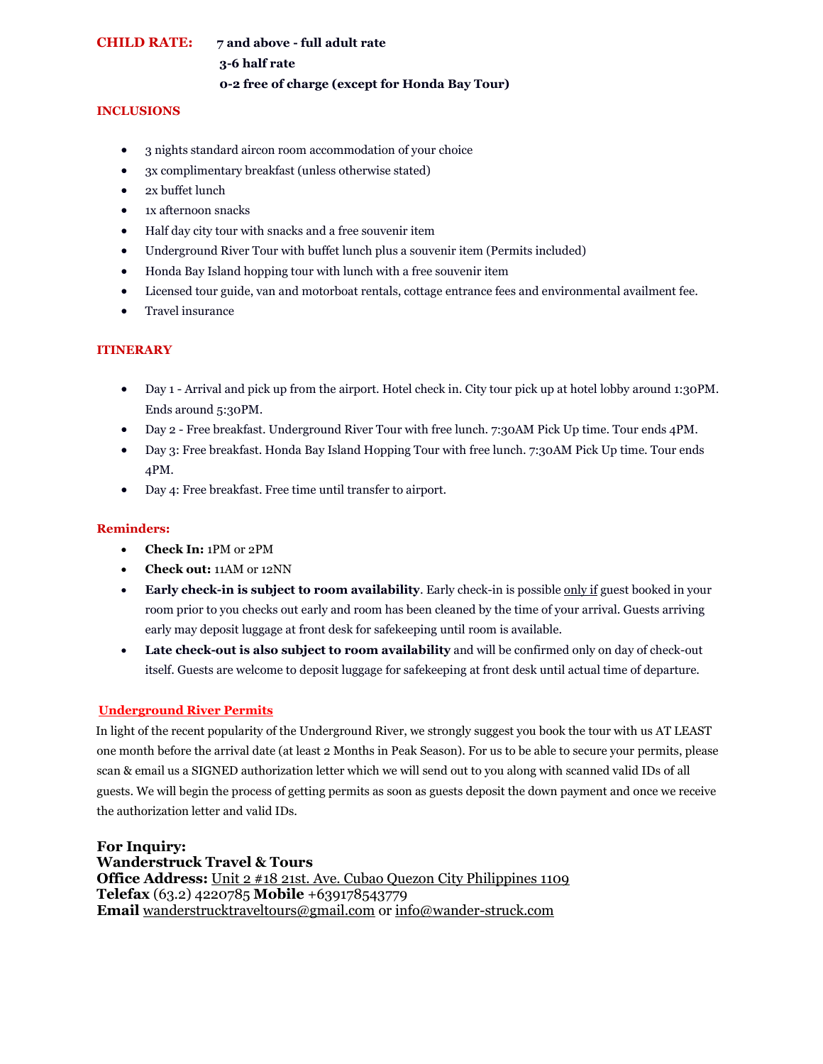**CHILD RATE:** **7 and above - full adult rate**

**3-6 half rate**

**0-2 free of charge (except for Honda Bay Tour)**

## INCLUSIONS

- 3 nights standard aircon room accommodation of your choice
- 3x complimentary breakfast (unless otherwise stated)
- 2x buffet lunch
- 1x afternoon snacks
- Half day city tour with snacks and a free souvenir item
- Underground River Tour with buffet lunch plus a souvenir item (Permits included)
- Honda Bay Island hopping tour with lunch with a free souvenir item
- Licensed tour guide, van and motorboat rentals, cottage entrance fees and environmental availment fee.
- Travel insurance

## ITINERARY

- Day 1 - Arrival and pick up from the airport. Hotel check in. City tour pick up at hotel lobby around 1:30PM. Ends around 5:30PM.
- Day 2 - Free breakfast. Underground River Tour with free lunch. 7:30AM Pick Up time. Tour ends 4PM.
- Day 3: Free breakfast. Honda Bay Island Hopping Tour with free lunch. 7:30AM Pick Up time. Tour ends 4PM.
- Day 4: Free breakfast. Free time until transfer to airport.

## Reminders:

- **Check In:** 1PM or 2PM
- **Check out:** 11AM or 12NN
- **Early check-in is subject to room availability**. Early check-in is possible only if guest booked in your room prior to you checks out early and room has been cleaned by the time of your arrival. Guests arriving early may deposit luggage at front desk for safekeeping until room is available.
- **Late check-out is also subject to room availability** and will be confirmed only on day of check-out itself. Guests are welcome to deposit luggage for safekeeping at front desk until actual time of departure.

## Underground River Permits

In light of the recent popularity of the Underground River, we strongly suggest you book the tour with us AT LEAST one month before the arrival date (at least 2 Months in Peak Season). For us to be able to secure your permits, please scan & email us a SIGNED authorization letter which we will send out to you along with scanned valid IDs of all guests. We will begin the process of getting permits as soon as guests deposit the down payment and once we receive the authorization letter and valid IDs.

**For Inquiry:**
**Wanderstruck Travel & Tours**
**Office Address:** Unit 2 #18 21st. Ave. Cubao Quezon City Philippines 1109
**Telefax** (63.2) 4220785 **Mobile** +639178543779
**Email** wanderstrucktraveltours@gmail.com or info@wander-struck.com